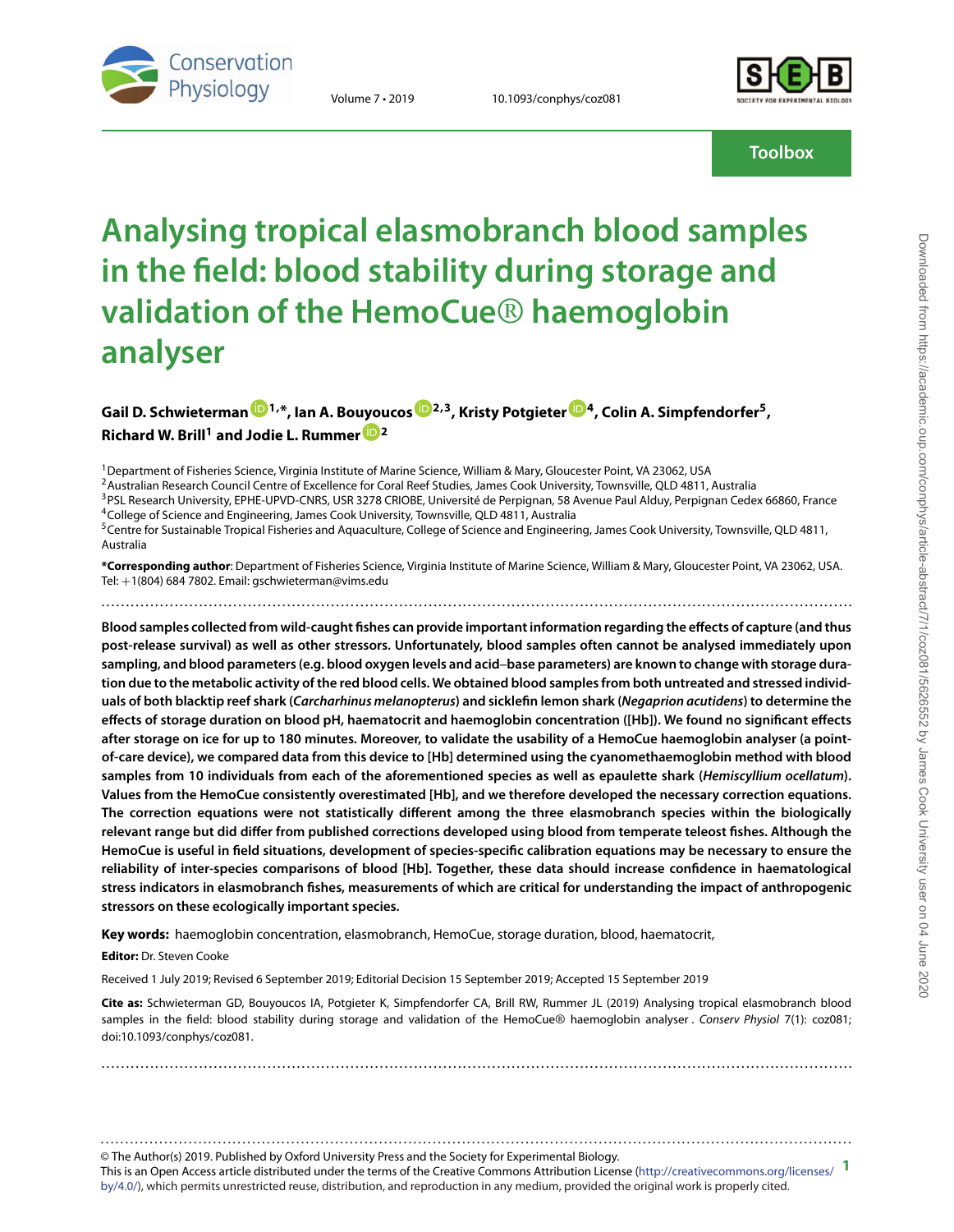Toolbox

# Analysing tropical elasmobranch blood samples in the field: blood stability during storage and validation of the HemoCue® haemoglobin analyser

**Gail D. Schwieterman[1,*], Ian A. Bouyoucos[2,3], Kristy Potgieter[4], Colin A. Simpfendorfer[5], Richard W. Brill[1] and Jodie L. Rummer[2]**

[1]Department of Fisheries Science, Virginia Institute of Marine Science, William & Mary, Gloucester Point, VA 23062, USA
[2]Australian Research Council Centre of Excellence for Coral Reef Studies, James Cook University, Townsville, QLD 4811, Australia
[3]PSL Research University, EPHE-UPVD-CNRS, USR 3278 CRIOBE, Université de Perpignan, 58 Avenue Paul Alduy, Perpignan Cedex 66860, France
[4]College of Science and Engineering, James Cook University, Townsville, QLD 4811, Australia
[5]Centre for Sustainable Tropical Fisheries and Aquaculture, College of Science and Engineering, James Cook University, Townsville, QLD 4811, Australia

**\*Corresponding author**: Department of Fisheries Science, Virginia Institute of Marine Science, William & Mary, Gloucester Point, VA 23062, USA. Tel: +1(804) 684 7802. Email: gschwieterman@vims.edu

**Blood samples collected from wild-caught fishes can provide important information regarding the effects of capture (and thus post-release survival) as well as other stressors. Unfortunately, blood samples often cannot be analysed immediately upon sampling, and blood parameters (e.g. blood oxygen levels and acid–base parameters) are known to change with storage duration due to the metabolic activity of the red blood cells. We obtained blood samples from both untreated and stressed individuals of both blacktip reef shark (*Carcharhinus melanopterus*) and sicklefin lemon shark (*Negaprion acutidens*) to determine the effects of storage duration on blood pH, haematocrit and haemoglobin concentration ([Hb]). We found no significant effects after storage on ice for up to 180 minutes. Moreover, to validate the usability of a HemoCue haemoglobin analyser (a point-of-care device), we compared data from this device to [Hb] determined using the cyanomethaemoglobin method with blood samples from 10 individuals from each of the aforementioned species as well as epaulette shark (*Hemiscyllium ocellatum*). Values from the HemoCue consistently overestimated [Hb], and we therefore developed the necessary correction equations. The correction equations were not statistically different among the three elasmobranch species within the biologically relevant range but did differ from published corrections developed using blood from temperate teleost fishes. Although the HemoCue is useful in field situations, development of species-specific calibration equations may be necessary to ensure the reliability of inter-species comparisons of blood [Hb]. Together, these data should increase confidence in haematological stress indicators in elasmobranch fishes, measurements of which are critical for understanding the impact of anthropogenic stressors on these ecologically important species.**

**Key words:** haemoglobin concentration, elasmobranch, HemoCue, storage duration, blood, haematocrit,

**Editor:** Dr. Steven Cooke

Received 1 July 2019; Revised 6 September 2019; Editorial Decision 15 September 2019; Accepted 15 September 2019

**Cite as:** Schwieterman GD, Bouyoucos IA, Potgieter K, Simpfendorfer CA, Brill RW, Rummer JL (2019) Analysing tropical elasmobranch blood samples in the field: blood stability during storage and validation of the HemoCue® haemoglobin analyser . *Conserv Physiol* 7(1): coz081; doi:10.1093/conphys/coz081.

© The Author(s) 2019. Published by Oxford University Press and the Society for Experimental Biology.
This is an Open Access article distributed under the terms of the Creative Commons Attribution License (http://creativecommons.org/licenses/by/4.0/), which permits unrestricted reuse, distribution, and reproduction in any medium, provided the original work is properly cited.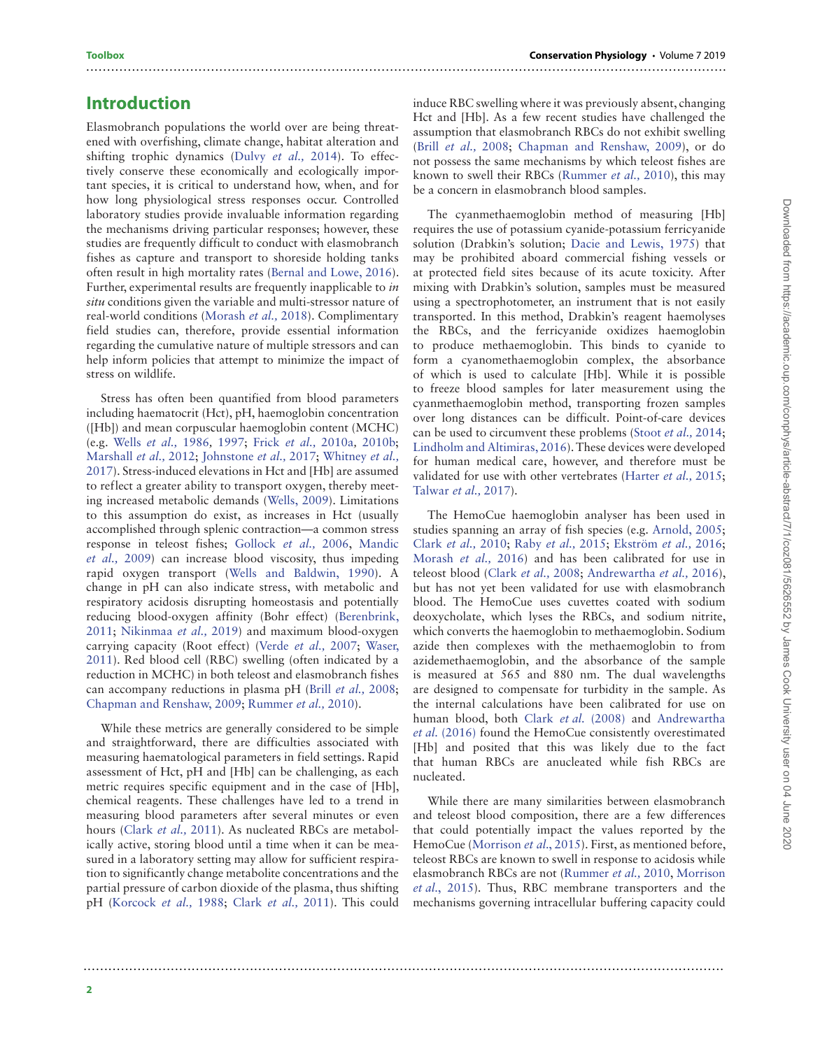## Introduction

Elasmobranch populations the world over are being threatened with overfishing, climate change, habitat alteration and shifting trophic dynamics (Dulvy *et al.,* 2014). To effectively conserve these economically and ecologically important species, it is critical to understand how, when, and for how long physiological stress responses occur. Controlled laboratory studies provide invaluable information regarding the mechanisms driving particular responses; however, these studies are frequently difficult to conduct with elasmobranch fishes as capture and transport to shoreside holding tanks often result in high mortality rates (Bernal and Lowe, 2016). Further, experimental results are frequently inapplicable to *in situ* conditions given the variable and multi-stressor nature of real-world conditions (Morash *et al.,* 2018). Complimentary field studies can, therefore, provide essential information regarding the cumulative nature of multiple stressors and can help inform policies that attempt to minimize the impact of stress on wildlife.

Stress has often been quantified from blood parameters including haematocrit (Hct), pH, haemoglobin concentration ([Hb]) and mean corpuscular haemoglobin content (MCHC) (e.g. Wells *et al.,* 1986, 1997; Frick *et al.,* 2010a, 2010b; Marshall *et al.,* 2012; Johnstone *et al.,* 2017; Whitney *et al.,* 2017). Stress-induced elevations in Hct and [Hb] are assumed to reflect a greater ability to transport oxygen, thereby meeting increased metabolic demands (Wells, 2009). Limitations to this assumption do exist, as increases in Hct (usually accomplished through splenic contraction—a common stress response in teleost fishes; Gollock *et al.,* 2006, Mandic *et al.,* 2009) can increase blood viscosity, thus impeding rapid oxygen transport (Wells and Baldwin, 1990). A change in pH can also indicate stress, with metabolic and respiratory acidosis disrupting homeostasis and potentially reducing blood-oxygen affinity (Bohr effect) (Berenbrink, 2011; Nikinmaa *et al.,* 2019) and maximum blood-oxygen carrying capacity (Root effect) (Verde *et al.,* 2007; Waser, 2011). Red blood cell (RBC) swelling (often indicated by a reduction in MCHC) in both teleost and elasmobranch fishes can accompany reductions in plasma pH (Brill *et al.,* 2008; Chapman and Renshaw, 2009; Rummer *et al.,* 2010).

While these metrics are generally considered to be simple and straightforward, there are difficulties associated with measuring haematological parameters in field settings. Rapid assessment of Hct, pH and [Hb] can be challenging, as each metric requires specific equipment and in the case of [Hb], chemical reagents. These challenges have led to a trend in measuring blood parameters after several minutes or even hours (Clark *et al.,* 2011). As nucleated RBCs are metabolically active, storing blood until a time when it can be measured in a laboratory setting may allow for sufficient respiration to significantly change metabolite concentrations and the partial pressure of carbon dioxide of the plasma, thus shifting pH (Korcock *et al.,* 1988; Clark *et al.,* 2011). This could induce RBC swelling where it was previously absent, changing Hct and [Hb]. As a few recent studies have challenged the assumption that elasmobranch RBCs do not exhibit swelling (Brill *et al.,* 2008; Chapman and Renshaw, 2009), or do not possess the same mechanisms by which teleost fishes are known to swell their RBCs (Rummer *et al.,* 2010), this may be a concern in elasmobranch blood samples.

The cyanmethaemoglobin method of measuring [Hb] requires the use of potassium cyanide-potassium ferricyanide solution (Drabkin's solution; Dacie and Lewis, 1975) that may be prohibited aboard commercial fishing vessels or at protected field sites because of its acute toxicity. After mixing with Drabkin's solution, samples must be measured using a spectrophotometer, an instrument that is not easily transported. In this method, Drabkin's reagent haemolyses the RBCs, and the ferricyanide oxidizes haemoglobin to produce methaemoglobin. This binds to cyanide to form a cyanomethaemoglobin complex, the absorbance of which is used to calculate [Hb]. While it is possible to freeze blood samples for later measurement using the cyanmethaemoglobin method, transporting frozen samples over long distances can be difficult. Point-of-care devices can be used to circumvent these problems (Stoot *et al.,* 2014; Lindholm and Altimiras, 2016). These devices were developed for human medical care, however, and therefore must be validated for use with other vertebrates (Harter *et al.,* 2015; Talwar *et al.,* 2017).

The HemoCue haemoglobin analyser has been used in studies spanning an array of fish species (e.g. Arnold, 2005; Clark *et al.,* 2010; Raby *et al.,* 2015; Ekström *et al.,* 2016; Morash *et al.,* 2016) and has been calibrated for use in teleost blood (Clark *et al.,* 2008; Andrewartha *et al.,* 2016), but has not yet been validated for use with elasmobranch blood. The HemoCue uses cuvettes coated with sodium deoxycholate, which lyses the RBCs, and sodium nitrite, which converts the haemoglobin to methaemoglobin. Sodium azide then complexes with the methaemoglobin to from azidemethaemoglobin, and the absorbance of the sample is measured at 565 and 880 nm. The dual wavelengths are designed to compensate for turbidity in the sample. As the internal calculations have been calibrated for use on human blood, both Clark *et al.* (2008) and Andrewartha *et al.* (2016) found the HemoCue consistently overestimated [Hb] and posited that this was likely due to the fact that human RBCs are anucleated while fish RBCs are nucleated.

While there are many similarities between elasmobranch and teleost blood composition, there are a few differences that could potentially impact the values reported by the HemoCue (Morrison *et al.,* 2015). First, as mentioned before, teleost RBCs are known to swell in response to acidosis while elasmobranch RBCs are not (Rummer *et al.,* 2010, Morrison *et al.,* 2015). Thus, RBC membrane transporters and the mechanisms governing intracellular buffering capacity could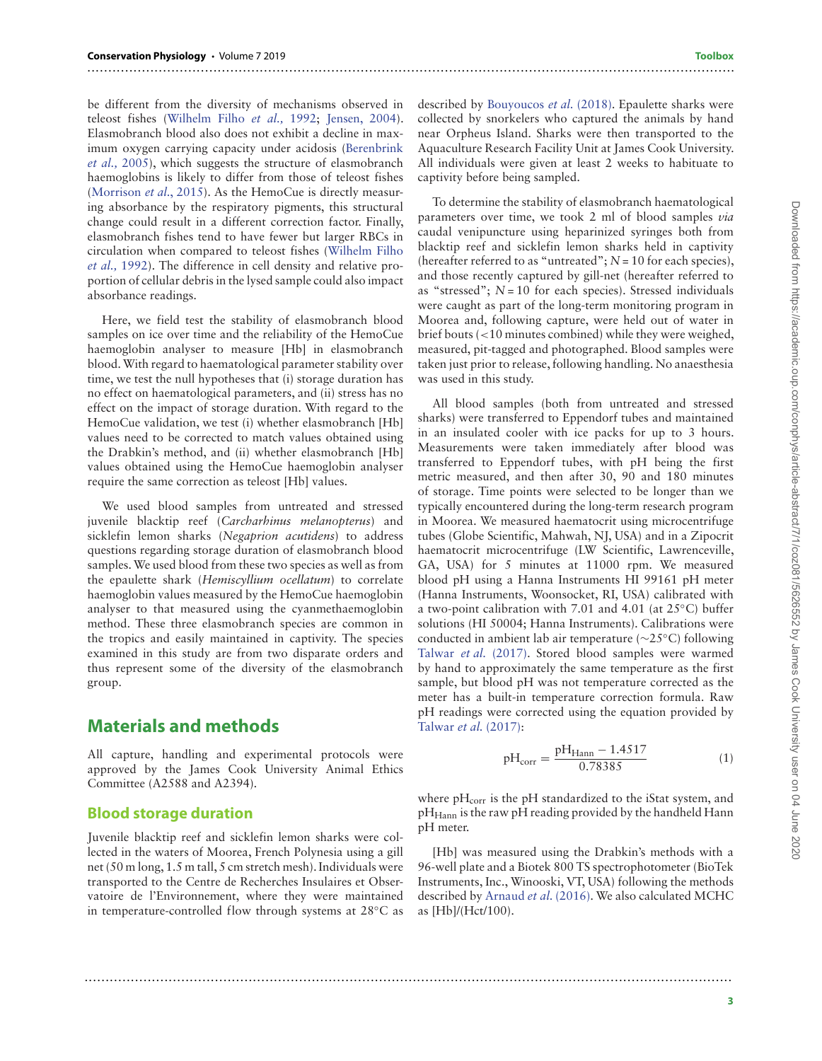be different from the diversity of mechanisms observed in teleost fishes (Wilhelm Filho *et al.,* 1992; Jensen, 2004). Elasmobranch blood also does not exhibit a decline in maximum oxygen carrying capacity under acidosis (Berenbrink *et al.,* 2005), which suggests the structure of elasmobranch haemoglobins is likely to differ from those of teleost fishes (Morrison *et al*., 2015). As the HemoCue is directly measuring absorbance by the respiratory pigments, this structural change could result in a different correction factor. Finally, elasmobranch fishes tend to have fewer but larger RBCs in circulation when compared to teleost fishes (Wilhelm Filho *et al.,* 1992). The difference in cell density and relative proportion of cellular debris in the lysed sample could also impact absorbance readings.

Here, we field test the stability of elasmobranch blood samples on ice over time and the reliability of the HemoCue haemoglobin analyser to measure [Hb] in elasmobranch blood. With regard to haematological parameter stability over time, we test the null hypotheses that (i) storage duration has no effect on haematological parameters, and (ii) stress has no effect on the impact of storage duration. With regard to the HemoCue validation, we test (i) whether elasmobranch [Hb] values need to be corrected to match values obtained using the Drabkin's method, and (ii) whether elasmobranch [Hb] values obtained using the HemoCue haemoglobin analyser require the same correction as teleost [Hb] values.

We used blood samples from untreated and stressed juvenile blacktip reef (*Carcharhinus melanopterus*) and sicklefin lemon sharks (*Negaprion acutidens*) to address questions regarding storage duration of elasmobranch blood samples. We used blood from these two species as well as from the epaulette shark (*Hemiscyllium ocellatum*) to correlate haemoglobin values measured by the HemoCue haemoglobin analyser to that measured using the cyanmethaemoglobin method. These three elasmobranch species are common in the tropics and easily maintained in captivity. The species examined in this study are from two disparate orders and thus represent some of the diversity of the elasmobranch group.

## Materials and methods

All capture, handling and experimental protocols were approved by the James Cook University Animal Ethics Committee (A2588 and A2394).

### Blood storage duration

Juvenile blacktip reef and sicklefin lemon sharks were collected in the waters of Moorea, French Polynesia using a gill net (50 m long, 1.5 m tall, 5 cm stretch mesh). Individuals were transported to the Centre de Recherches Insulaires et Observatoire de l'Environnement, where they were maintained in temperature-controlled flow through systems at 28°C as described by Bouyoucos *et al.* (2018). Epaulette sharks were collected by snorkelers who captured the animals by hand near Orpheus Island. Sharks were then transported to the Aquaculture Research Facility Unit at James Cook University. All individuals were given at least 2 weeks to habituate to captivity before being sampled.

To determine the stability of elasmobranch haematological parameters over time, we took 2 ml of blood samples *via* caudal venipuncture using heparinized syringes both from blacktip reef and sicklefin lemon sharks held in captivity (hereafter referred to as "untreated"; $N = 10$ for each species), and those recently captured by gill-net (hereafter referred to as "stressed"; $N = 10$ for each species). Stressed individuals were caught as part of the long-term monitoring program in Moorea and, following capture, were held out of water in brief bouts (<10 minutes combined) while they were weighed, measured, pit-tagged and photographed. Blood samples were taken just prior to release, following handling. No anaesthesia was used in this study.

All blood samples (both from untreated and stressed sharks) were transferred to Eppendorf tubes and maintained in an insulated cooler with ice packs for up to 3 hours. Measurements were taken immediately after blood was transferred to Eppendorf tubes, with pH being the first metric measured, and then after 30, 90 and 180 minutes of storage. Time points were selected to be longer than we typically encountered during the long-term research program in Moorea. We measured haematocrit using microcentrifuge tubes (Globe Scientific, Mahwah, NJ, USA) and in a Zipocrit haematocrit microcentrifuge (LW Scientific, Lawrenceville, GA, USA) for 5 minutes at 11000 rpm. We measured blood pH using a Hanna Instruments HI 99161 pH meter (Hanna Instruments, Woonsocket, RI, USA) calibrated with a two-point calibration with 7.01 and 4.01 (at 25°C) buffer solutions (HI 50004; Hanna Instruments). Calibrations were conducted in ambient lab air temperature (~25°C) following Talwar *et al.* (2017). Stored blood samples were warmed by hand to approximately the same temperature as the first sample, but blood pH was not temperature corrected as the meter has a built-in temperature correction formula. Raw pH readings were corrected using the equation provided by Talwar *et al.* (2017):

$$pH_{corr} = \frac{pH_{Hann} - 1.4517}{0.78385} \tag{1}$$

where $pH_{corr}$ is the pH standardized to the iStat system, and $pH_{Hann}$ is the raw pH reading provided by the handheld Hann pH meter.

[Hb] was measured using the Drabkin's methods with a 96-well plate and a Biotek 800 TS spectrophotometer (BioTek Instruments, Inc., Winooski, VT, USA) following the methods described by Arnaud *et al.* (2016). We also calculated MCHC as [Hb]/(Hct/100).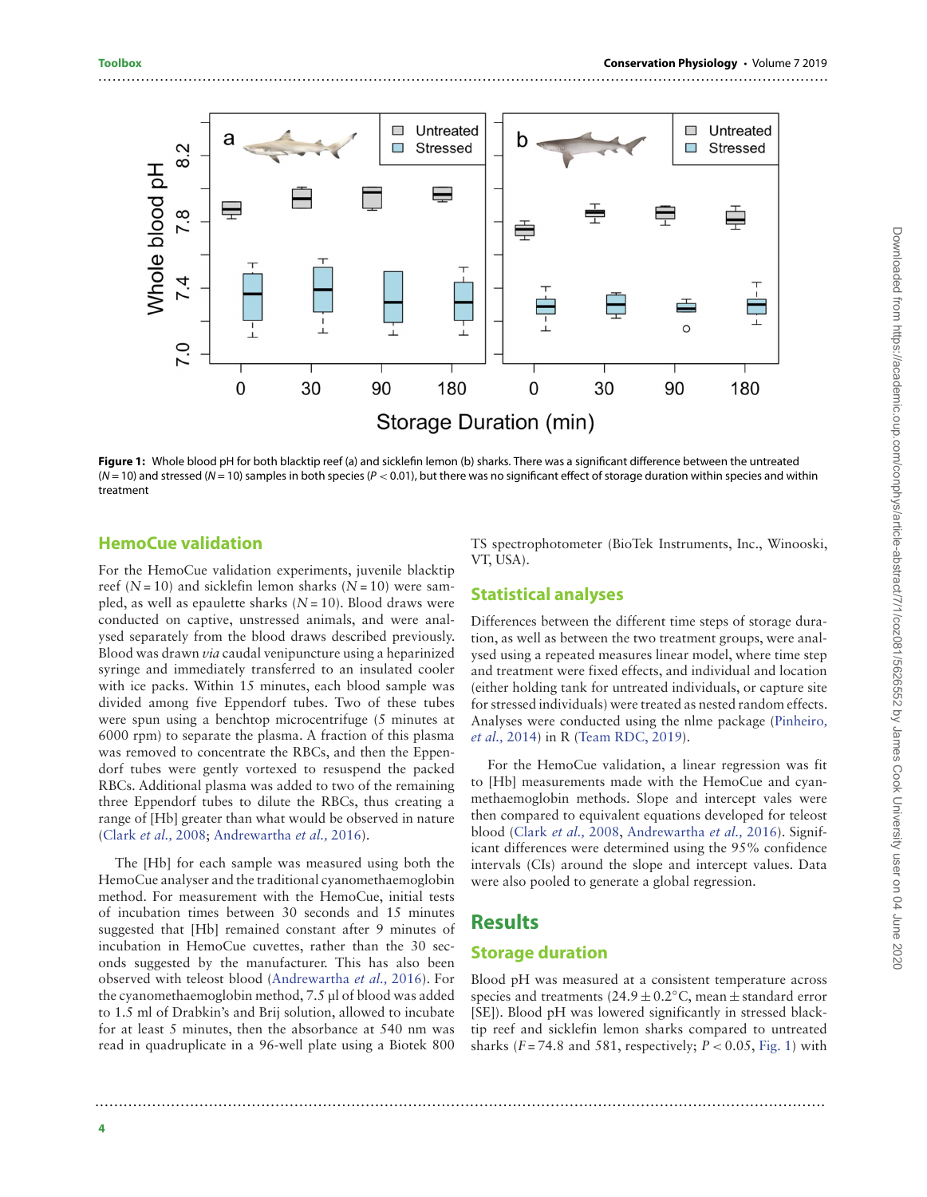**Figure 1:** Whole blood pH for both blacktip reef (a) and sicklefin lemon (b) sharks. There was a significant difference between the untreated ($N = 10$) and stressed ($N = 10$) samples in both species ($P < 0.01$), but there was no significant effect of storage duration within species and within treatment

## HemoCue validation

For the HemoCue validation experiments, juvenile blacktip reef ($N = 10$) and sicklefin lemon sharks ($N = 10$) were sampled, as well as epaulette sharks ($N = 10$). Blood draws were conducted on captive, unstressed animals, and were analysed separately from the blood draws described previously. Blood was drawn *via* caudal venipuncture using a heparinized syringe and immediately transferred to an insulated cooler with ice packs. Within 15 minutes, each blood sample was divided among five Eppendorf tubes. Two of these tubes were spun using a benchtop microcentrifuge (5 minutes at 6000 rpm) to separate the plasma. A fraction of this plasma was removed to concentrate the RBCs, and then the Eppendorf tubes were gently vortexed to resuspend the packed RBCs. Additional plasma was added to two of the remaining three Eppendorf tubes to dilute the RBCs, thus creating a range of [Hb] greater than what would be observed in nature (Clark *et al.*, 2008; Andrewartha *et al.*, 2016).

The [Hb] for each sample was measured using both the HemoCue analyser and the traditional cyanomethaemoglobin method. For measurement with the HemoCue, initial tests of incubation times between 30 seconds and 15 minutes suggested that [Hb] remained constant after 9 minutes of incubation in HemoCue cuvettes, rather than the 30 seconds suggested by the manufacturer. This has also been observed with teleost blood (Andrewartha *et al.*, 2016). For the cyanomethaemoglobin method, 7.5 µl of blood was added to 1.5 ml of Drabkin's and Brij solution, allowed to incubate for at least 5 minutes, then the absorbance at 540 nm was read in quadruplicate in a 96-well plate using a Biotek 800 TS spectrophotometer (BioTek Instruments, Inc., Winooski, VT, USA).

## Statistical analyses

Differences between the different time steps of storage duration, as well as between the two treatment groups, were analysed using a repeated measures linear model, where time step and treatment were fixed effects, and individual and location (either holding tank for untreated individuals, or capture site for stressed individuals) were treated as nested random effects. Analyses were conducted using the nlme package (Pinheiro, *et al.*, 2014) in R (Team RDC, 2019).

For the HemoCue validation, a linear regression was fit to [Hb] measurements made with the HemoCue and cyanmethaemoglobin methods. Slope and intercept vales were then compared to equivalent equations developed for teleost blood (Clark *et al.*, 2008, Andrewartha *et al.*, 2016). Significant differences were determined using the 95% confidence intervals (CIs) around the slope and intercept values. Data were also pooled to generate a global regression.

# Results

## Storage duration

Blood pH was measured at a consistent temperature across species and treatments (24.9 ± 0.2°C, mean ± standard error [SE]). Blood pH was lowered significantly in stressed blacktip reef and sicklefin lemon sharks compared to untreated sharks ($F = 74.8$ and $581$, respectively; $P < 0.05$, Fig. 1) with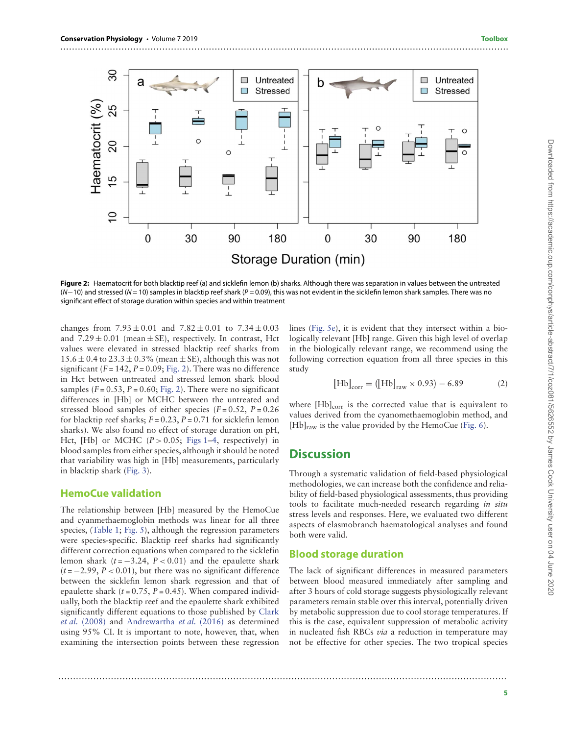**Figure 2:** Haematocrit for both blacktip reef (a) and sicklefin lemon (b) sharks. Although there was separation in values between the untreated (N—10) and stressed (N = 10) samples in blacktip reef shark (P = 0.09), this was not evident in the sicklefin lemon shark samples. There was no significant effect of storage duration within species and within treatment

changes from 7.93 ± 0.01 and 7.82 ± 0.01 to 7.34 ± 0.03 and 7.29 ± 0.01 (mean ± SE), respectively. In contrast, Hct values were elevated in stressed blacktip reef sharks from 15.6 ± 0.4 to 23.3 ± 0.3% (mean ± SE), although this was not significant ($F = 142$, $P = 0.09$; Fig. 2). There was no difference in Hct between untreated and stressed lemon shark blood samples ($F = 0.53$, $P = 0.60$; Fig. 2). There were no significant differences in [Hb] or MCHC between the untreated and stressed blood samples of either species ($F = 0.52$, $P = 0.26$ for blacktip reef sharks; $F = 0.23$, $P = 0.71$ for sicklefin lemon sharks). We also found no effect of storage duration on pH, Hct, [Hb] or MCHC ($P > 0.05$; Figs 1–4, respectively) in blood samples from either species, although it should be noted that variability was high in [Hb] measurements, particularly in blacktip shark (Fig. 3).

## HemoCue validation

The relationship between [Hb] measured by the HemoCue and cyanmethaemoglobin methods was linear for all three species, (Table 1; Fig. 5), although the regression parameters were species-specific. Blacktip reef sharks had significantly different correction equations when compared to the sicklefin lemon shark ($t = -3.24$, $P < 0.01$) and the epaulette shark ($t = -2.99$, $P < 0.01$), but there was no significant difference between the sicklefin lemon shark regression and that of epaulette shark ($t = 0.75$, $P = 0.45$). When compared individually, both the blacktip reef and the epaulette shark exhibited significantly different equations to those published by Clark *et al.* (2008) and Andrewartha *et al.* (2016) as determined using 95% CI. It is important to note, however, that, when examining the intersection points between these regression lines (Fig. 5e), it is evident that they intersect within a biologically relevant [Hb] range. Given this high level of overlap in the biologically relevant range, we recommend using the following correction equation from all three species in this study

$$[\mathrm{Hb}]_{\mathrm{corr}} = ([\mathrm{Hb}]_{\mathrm{raw}} \times 0.93) - 6.89 \qquad (2)$$

where $[\mathrm{Hb}]_{\mathrm{corr}}$ is the corrected value that is equivalent to values derived from the cyanomethaemoglobin method, and $[\mathrm{Hb}]_{\mathrm{raw}}$ is the value provided by the HemoCue (Fig. 6).

# Discussion

Through a systematic validation of field-based physiological methodologies, we can increase both the confidence and reliability of field-based physiological assessments, thus providing tools to facilitate much-needed research regarding *in situ* stress levels and responses. Here, we evaluated two different aspects of elasmobranch haematological analyses and found both were valid.

## Blood storage duration

The lack of significant differences in measured parameters between blood measured immediately after sampling and after 3 hours of cold storage suggests physiologically relevant parameters remain stable over this interval, potentially driven by metabolic suppression due to cool storage temperatures. If this is the case, equivalent suppression of metabolic activity in nucleated fish RBCs *via* a reduction in temperature may not be effective for other species. The two tropical species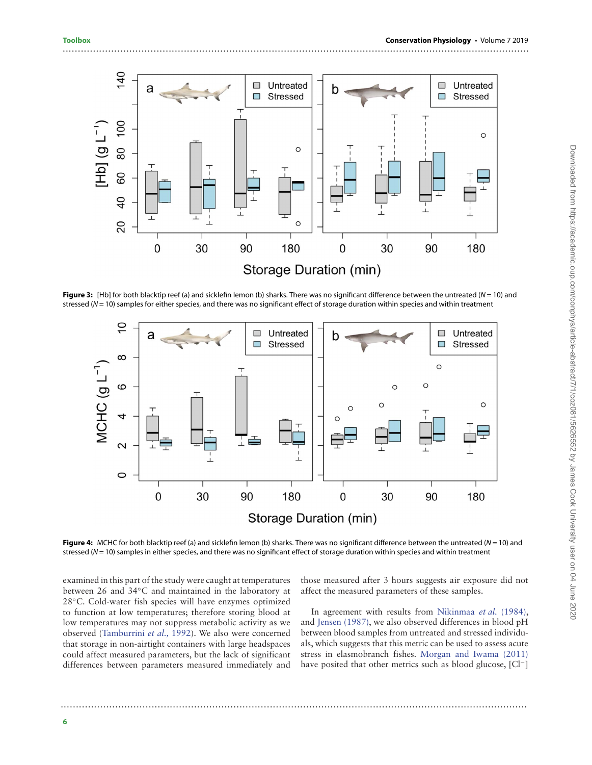**Figure 3:** [Hb] for both blacktip reef (a) and sicklefin lemon (b) sharks. There was no significant difference between the untreated ($N = 10$) and stressed ($N = 10$) samples for either species, and there was no significant effect of storage duration within species and within treatment

**Figure 4:** MCHC for both blacktip reef (a) and sicklefin lemon (b) sharks. There was no significant difference between the untreated ($N = 10$) and stressed ($N = 10$) samples in either species, and there was no significant effect of storage duration within species and within treatment

examined in this part of the study were caught at temperatures between 26 and 34°C and maintained in the laboratory at 28°C. Cold-water fish species will have enzymes optimized to function at low temperatures; therefore storing blood at low temperatures may not suppress metabolic activity as we observed (Tamburrini *et al.,* 1992). We also were concerned that storage in non-airtight containers with large headspaces could affect measured parameters, but the lack of significant differences between parameters measured immediately and those measured after 3 hours suggests air exposure did not affect the measured parameters of these samples.

In agreement with results from Nikinmaa *et al.* (1984), and Jensen (1987), we also observed differences in blood pH between blood samples from untreated and stressed individuals, which suggests that this metric can be used to assess acute stress in elasmobranch fishes. Morgan and Iwama (2011) have posited that other metrics such as blood glucose, [$Cl^-$]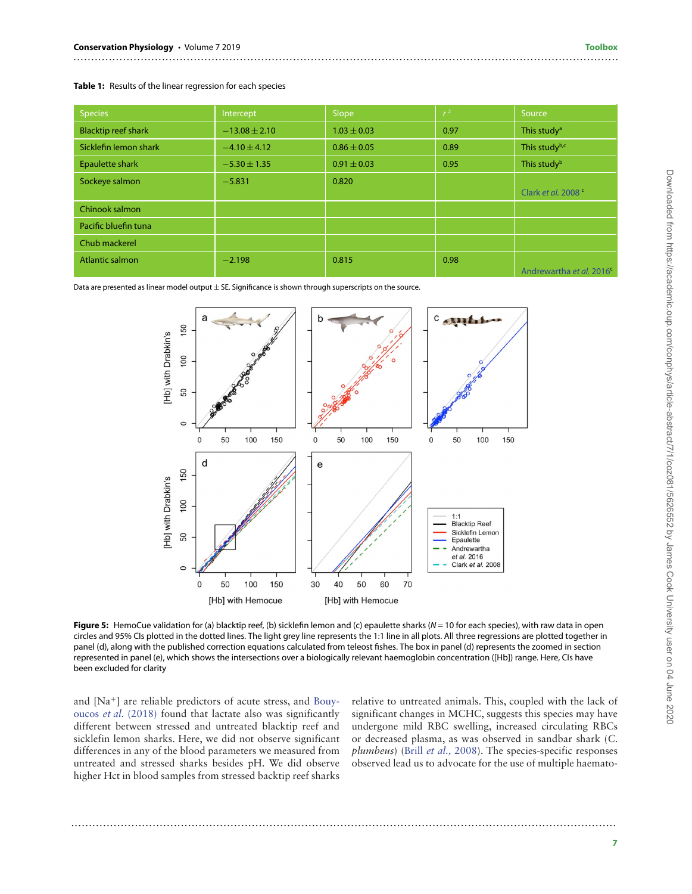**Table 1:** Results of the linear regression for each species

| Species | Intercept | Slope | $r^2$ | Source |
|---|---|---|---|---|
| Blacktip reef shark | −13.08 ± 2.10 | 1.03 ± 0.03 | 0.97 | This study[a] |
| Sicklefin lemon shark | −4.10 ± 4.12 | 0.86 ± 0.05 | 0.89 | This study[b,c] |
| Epaulette shark | −5.30 ± 1.35 | 0.91 ± 0.03 | 0.95 | This study[b] |
| Sockeye salmon | −5.831 | 0.820 | | Clark *et al.* 2008 [c] |
| Chinook salmon | | | | |
| Pacific bluefin tuna | | | | |
| Chub mackerel | | | | |
| Atlantic salmon | −2.198 | 0.815 | 0.98 | Andrewartha *et al.* 2016[c] |

Data are presented as linear model output ± SE. Significance is shown through superscripts on the source.

**Figure 5:** HemoCue validation for (a) blacktip reef, (b) sicklefin lemon and (c) epaulette sharks ($N = 10$ for each species), with raw data in open circles and 95% CIs plotted in the dotted lines. The light grey line represents the 1:1 line in all plots. All three regressions are plotted together in panel (d), along with the published correction equations calculated from teleost fishes. The box in panel (d) represents the zoomed in section represented in panel (e), which shows the intersections over a biologically relevant haemoglobin concentration ([Hb]) range. Here, CIs have been excluded for clarity

and [$Na^+$] are reliable predictors of acute stress, and Bouyoucos *et al.* (2018) found that lactate also was significantly different between stressed and untreated blacktip reef and sicklefin lemon sharks. Here, we did not observe significant differences in any of the blood parameters we measured from untreated and stressed sharks besides pH. We did observe higher Hct in blood samples from stressed backtip reef sharks relative to untreated animals. This, coupled with the lack of significant changes in MCHC, suggests this species may have undergone mild RBC swelling, increased circulating RBCs or decreased plasma, as was observed in sandbar shark (*C. plumbeus*) (Brill *et al.*, 2008). The species-specific responses observed lead us to advocate for the use of multiple haemato-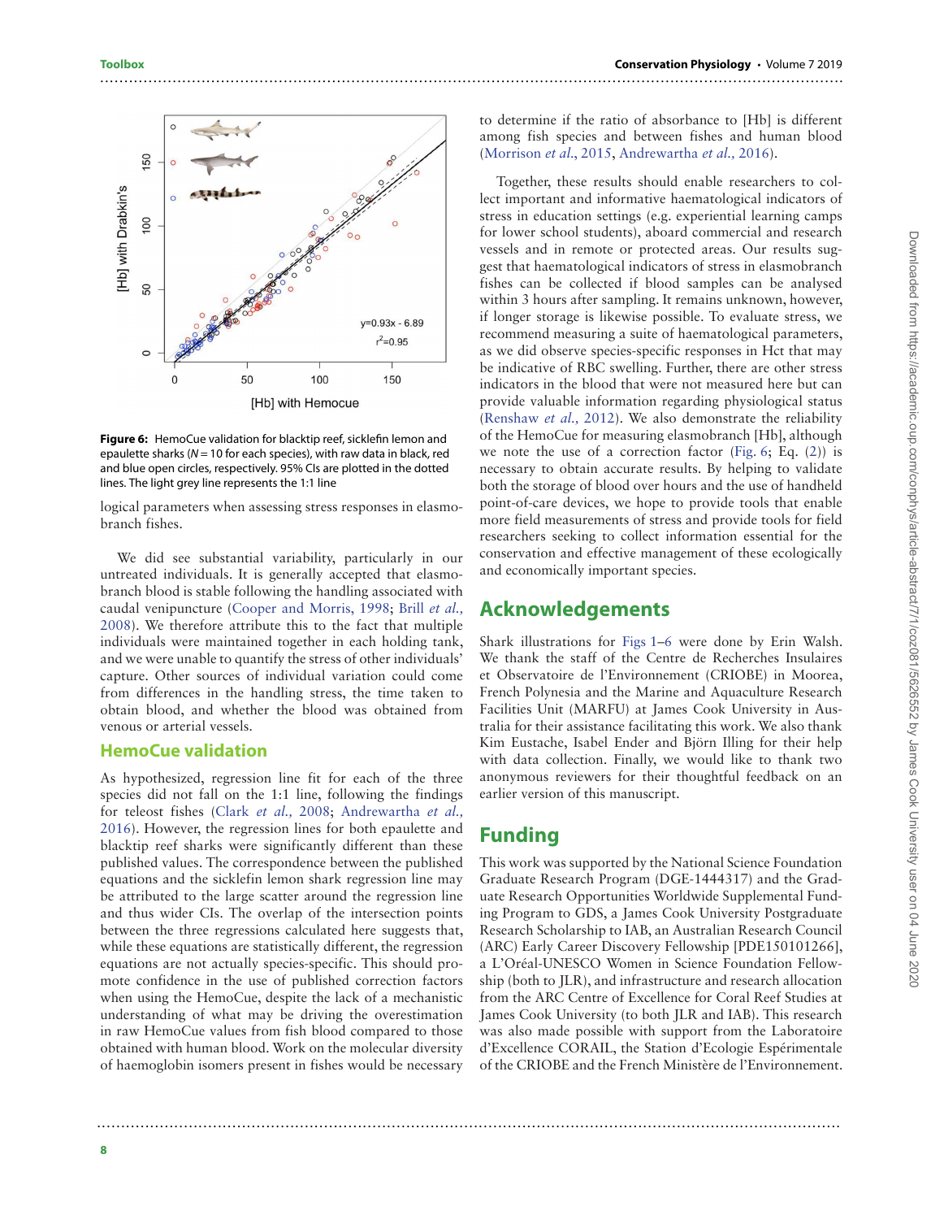Figure 6: HemoCue validation for blacktip reef, sicklefin lemon and epaulette sharks ($N = 10$ for each species), with raw data in black, red and blue open circles, respectively. 95% CIs are plotted in the dotted lines. The light grey line represents the 1:1 line

logical parameters when assessing stress responses in elasmobranch fishes.

We did see substantial variability, particularly in our untreated individuals. It is generally accepted that elasmobranch blood is stable following the handling associated with caudal venipuncture (Cooper and Morris, 1998; Brill *et al.*, 2008). We therefore attribute this to the fact that multiple individuals were maintained together in each holding tank, and we were unable to quantify the stress of other individuals' capture. Other sources of individual variation could come from differences in the handling stress, the time taken to obtain blood, and whether the blood was obtained from venous or arterial vessels.

## HemoCue validation

As hypothesized, regression line fit for each of the three species did not fall on the 1:1 line, following the findings for teleost fishes (Clark *et al.*, 2008; Andrewartha *et al.*, 2016). However, the regression lines for both epaulette and blacktip reef sharks were significantly different than these published values. The correspondence between the published equations and the sicklefin lemon shark regression line may be attributed to the large scatter around the regression line and thus wider CIs. The overlap of the intersection points between the three regressions calculated here suggests that, while these equations are statistically different, the regression equations are not actually species-specific. This should promote confidence in the use of published correction factors when using the HemoCue, despite the lack of a mechanistic understanding of what may be driving the overestimation in raw HemoCue values from fish blood compared to those obtained with human blood. Work on the molecular diversity of haemoglobin isomers present in fishes would be necessary to determine if the ratio of absorbance to [Hb] is different among fish species and between fishes and human blood (Morrison *et al.*, 2015, Andrewartha *et al.*, 2016).

Together, these results should enable researchers to collect important and informative haematological indicators of stress in education settings (e.g. experiential learning camps for lower school students), aboard commercial and research vessels and in remote or protected areas. Our results suggest that haematological indicators of stress in elasmobranch fishes can be collected if blood samples can be analysed within 3 hours after sampling. It remains unknown, however, if longer storage is likewise possible. To evaluate stress, we recommend measuring a suite of haematological parameters, as we did observe species-specific responses in Hct that may be indicative of RBC swelling. Further, there are other stress indicators in the blood that were not measured here but can provide valuable information regarding physiological status (Renshaw *et al.*, 2012). We also demonstrate the reliability of the HemoCue for measuring elasmobranch [Hb], although we note the use of a correction factor (Fig. 6; Eq. (2)) is necessary to obtain accurate results. By helping to validate both the storage of blood over hours and the use of handheld point-of-care devices, we hope to provide tools that enable more field measurements of stress and provide tools for field researchers seeking to collect information essential for the conservation and effective management of these ecologically and economically important species.

# Acknowledgements

Shark illustrations for Figs 1–6 were done by Erin Walsh. We thank the staff of the Centre de Recherches Insulaires et Observatoire de l'Environnement (CRIOBE) in Moorea, French Polynesia and the Marine and Aquaculture Research Facilities Unit (MARFU) at James Cook University in Australia for their assistance facilitating this work. We also thank Kim Eustache, Isabel Ender and Björn Illing for their help with data collection. Finally, we would like to thank two anonymous reviewers for their thoughtful feedback on an earlier version of this manuscript.

# Funding

This work was supported by the National Science Foundation Graduate Research Program (DGE-1444317) and the Graduate Research Opportunities Worldwide Supplemental Funding Program to GDS, a James Cook University Postgraduate Research Scholarship to IAB, an Australian Research Council (ARC) Early Career Discovery Fellowship [PDE150101266], a L'Oréal-UNESCO Women in Science Foundation Fellowship (both to JLR), and infrastructure and research allocation from the ARC Centre of Excellence for Coral Reef Studies at James Cook University (to both JLR and IAB). This research was also made possible with support from the Laboratoire d'Excellence CORAIL, the Station d'Ecologie Expérimentale of the CRIOBE and the French Ministère de l'Environnement.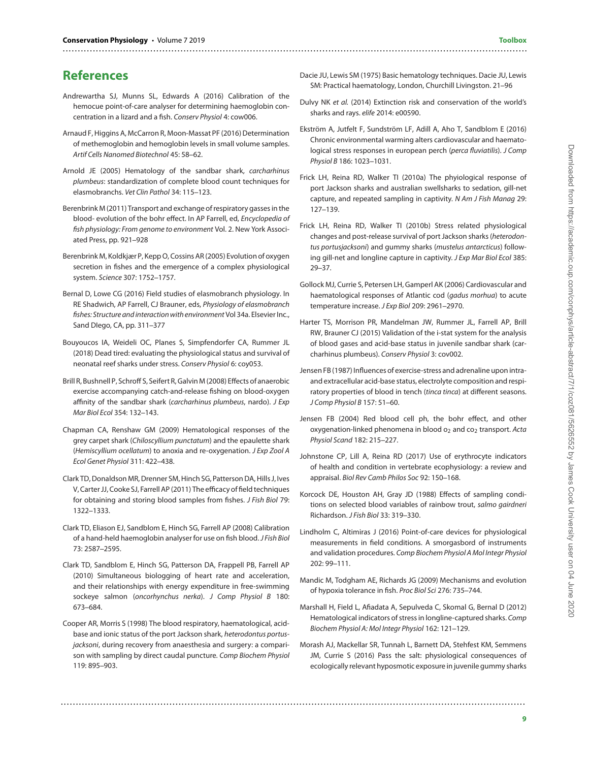## References

Andrewartha SJ, Munns SL, Edwards A (2016) Calibration of the hemocue point-of-care analyser for determining haemoglobin concentration in a lizard and a fish. *Conserv Physiol* 4: cow006.

Arnaud F, Higgins A, McCarron R, Moon-Massat PF (2016) Determination of methemoglobin and hemoglobin levels in small volume samples. *Artif Cells Nanomed Biotechnol* 45: 58–62.

Arnold JE (2005) Hematology of the sandbar shark, *carcharhinus plumbeus*: standardization of complete blood count techniques for elasmobranchs. *Vet Clin Pathol* 34: 115–123.

Berenbrink M (2011) Transport and exchange of respiratory gasses in the blood- evolution of the bohr effect. In AP Farrell, ed, *Encyclopedia of fish physiology: From genome to environment* Vol. 2. New York Associated Press, pp. 921–928

Berenbrink M, Koldkjær P, Kepp O, Cossins AR (2005) Evolution of oxygen secretion in fishes and the emergence of a complex physiological system. *Science* 307: 1752–1757.

Bernal D, Lowe CG (2016) Field studies of elasmobranch physiology. In RE Shadwich, AP Farrell, CJ Brauner, eds, *Physiology of elasmobranch fishes: Structure and interaction with environment* Vol 34a. Elsevier Inc., Sand DIego, CA, pp. 311–377

Bouyoucos IA, Weideli OC, Planes S, Simpfendorfer CA, Rummer JL (2018) Dead tired: evaluating the physiological status and survival of neonatal reef sharks under stress. *Conserv Physiol* 6: coy053.

Brill R, Bushnell P, Schroff S, Seifert R, Galvin M (2008) Effects of anaerobic exercise accompanying catch-and-release fishing on blood-oxygen affinity of the sandbar shark (*carcharhinus plumbeus*, nardo). *J Exp Mar Biol Ecol* 354: 132–143.

Chapman CA, Renshaw GM (2009) Hematological responses of the grey carpet shark (*Chiloscyllium punctatum*) and the epaulette shark (*Hemiscyllium ocellatum*) to anoxia and re-oxygenation. *J Exp Zool A Ecol Genet Physiol* 311: 422–438.

Clark TD, Donaldson MR, Drenner SM, Hinch SG, Patterson DA, Hills J, Ives V, Carter JJ, Cooke SJ, Farrell AP (2011) The efficacy of field techniques for obtaining and storing blood samples from fishes. *J Fish Biol* 79: 1322–1333.

Clark TD, Eliason EJ, Sandblom E, Hinch SG, Farrell AP (2008) Calibration of a hand-held haemoglobin analyser for use on fish blood. *J Fish Biol* 73: 2587–2595.

Clark TD, Sandblom E, Hinch SG, Patterson DA, Frappell PB, Farrell AP (2010) Simultaneous biologging of heart rate and acceleration, and their relationships with energy expenditure in free-swimming sockeye salmon (*oncorhynchus nerka*). *J Comp Physiol B* 180: 673–684.

Cooper AR, Morris S (1998) The blood respiratory, haematological, acid-base and ionic status of the port Jackson shark, *heterodontus portusjacksoni*, during recovery from anaesthesia and surgery: a comparison with sampling by direct caudal puncture. *Comp Biochem Physiol* 119: 895–903.

Dacie JU, Lewis SM (1975) Basic hematology techniques. Dacie JU, Lewis SM: Practical haematology, London, Churchill Livingston. 21–96

Dulvy NK *et al.* (2014) Extinction risk and conservation of the world's sharks and rays. *elife* 2014: e00590.

Ekström A, Jutfelt F, Sundström LF, Adill A, Aho T, Sandblom E (2016) Chronic environmental warming alters cardiovascular and haematological stress responses in european perch (*perca fluviatilis*). *J Comp Physiol B* 186: 1023–1031.

Frick LH, Reina RD, Walker TI (2010a) The phyiological response of port Jackson sharks and australian swellsharks to sedation, gill-net capture, and repeated sampling in captivity. *N Am J Fish Manag* 29: 127–139.

Frick LH, Reina RD, Walker TI (2010b) Stress related physiological changes and post-release survival of port Jackson sharks (*heterodontus portusjacksoni*) and gummy sharks (*mustelus antarcticus*) following gill-net and longline capture in captivity. *J Exp Mar Biol Ecol* 385: 29–37.

Gollock MJ, Currie S, Petersen LH, Gamperl AK (2006) Cardiovascular and haematological responses of Atlantic cod (*gadus morhua*) to acute temperature increase. *J Exp Biol* 209: 2961–2970.

Harter TS, Morrison PR, Mandelman JW, Rummer JL, Farrell AP, Brill RW, Brauner CJ (2015) Validation of the i-stat system for the analysis of blood gases and acid-base status in juvenile sandbar shark (carcharhinus plumbeus). *Conserv Physiol* 3: cov002.

Jensen FB (1987) Influences of exercise-stress and adrenaline upon intra- and extracellular acid-base status, electrolyte composition and respiratory properties of blood in tench (*tinca tinca*) at different seasons. *J Comp Physiol B* 157: 51–60.

Jensen FB (2004) Red blood cell ph, the bohr effect, and other oxygenation-linked phenomena in blood $o_2$ and $co_2$ transport. *Acta Physiol Scand* 182: 215–227.

Johnstone CP, Lill A, Reina RD (2017) Use of erythrocyte indicators of health and condition in vertebrate ecophysiology: a review and appraisal. *Biol Rev Camb Philos Soc* 92: 150–168.

Korcock DE, Houston AH, Gray JD (1988) Effects of sampling conditions on selected blood variables of rainbow trout, *salmo gairdneri* Richardson. *J Fish Biol* 33: 319–330.

Lindholm C, Altimiras J (2016) Point-of-care devices for physiological measurements in field conditions. A smorgasbord of instruments and validation procedures. *Comp Biochem Physiol A Mol Integr Physiol* 202: 99–111.

Mandic M, Todgham AE, Richards JG (2009) Mechanisms and evolution of hypoxia tolerance in fish. *Proc Biol Sci* 276: 735–744.

Marshall H, Field L, Afiadata A, Sepulveda C, Skomal G, Bernal D (2012) Hematological indicators of stress in longline-captured sharks. *Comp Biochem Physiol A: Mol Integr Physiol* 162: 121–129.

Morash AJ, Mackellar SR, Tunnah L, Barnett DA, Stehfest KM, Semmens JM, Currie S (2016) Pass the salt: physiological consequences of ecologically relevant hyposmotic exposure in juvenile gummy sharks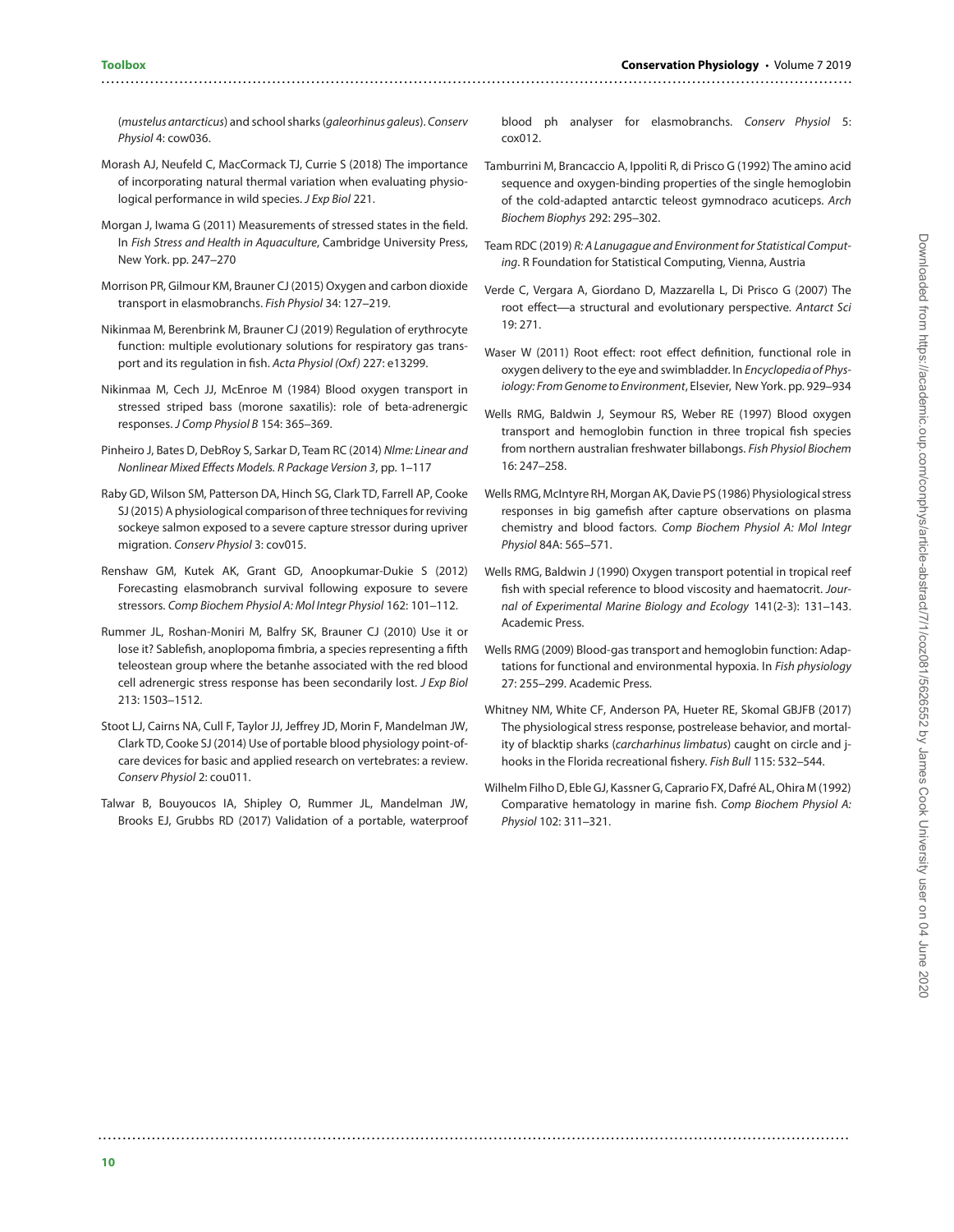(*mustelus antarcticus*) and school sharks (*galeorhinus galeus*). *Conserv Physiol* 4: cow036.

Morash AJ, Neufeld C, MacCormack TJ, Currie S (2018) The importance of incorporating natural thermal variation when evaluating physiological performance in wild species. *J Exp Biol* 221.

Morgan J, Iwama G (2011) Measurements of stressed states in the field. In *Fish Stress and Health in Aquaculture*, Cambridge University Press, New York. pp. 247–270

Morrison PR, Gilmour KM, Brauner CJ (2015) Oxygen and carbon dioxide transport in elasmobranchs. *Fish Physiol* 34: 127–219.

Nikinmaa M, Berenbrink M, Brauner CJ (2019) Regulation of erythrocyte function: multiple evolutionary solutions for respiratory gas transport and its regulation in fish. *Acta Physiol (Oxf)* 227: e13299.

Nikinmaa M, Cech JJ, McEnroe M (1984) Blood oxygen transport in stressed striped bass (morone saxatilis): role of beta-adrenergic responses. *J Comp Physiol B* 154: 365–369.

Pinheiro J, Bates D, DebRoy S, Sarkar D, Team RC (2014) *Nlme: Linear and Nonlinear Mixed Effects Models. R Package Version 3*, pp. 1–117

Raby GD, Wilson SM, Patterson DA, Hinch SG, Clark TD, Farrell AP, Cooke SJ (2015) A physiological comparison of three techniques for reviving sockeye salmon exposed to a severe capture stressor during upriver migration. *Conserv Physiol* 3: cov015.

Renshaw GM, Kutek AK, Grant GD, Anoopkumar-Dukie S (2012) Forecasting elasmobranch survival following exposure to severe stressors. *Comp Biochem Physiol A: Mol Integr Physiol* 162: 101–112.

Rummer JL, Roshan-Moniri M, Balfry SK, Brauner CJ (2010) Use it or lose it? Sablefish, anoplopoma fimbria, a species representing a fifth teleostean group where the betanhe associated with the red blood cell adrenergic stress response has been secondarily lost. *J Exp Biol* 213: 1503–1512.

Stoot LJ, Cairns NA, Cull F, Taylor JJ, Jeffrey JD, Morin F, Mandelman JW, Clark TD, Cooke SJ (2014) Use of portable blood physiology point-of-care devices for basic and applied research on vertebrates: a review. *Conserv Physiol* 2: cou011.

Talwar B, Bouyoucos IA, Shipley O, Rummer JL, Mandelman JW, Brooks EJ, Grubbs RD (2017) Validation of a portable, waterproof blood ph analyser for elasmobranchs. *Conserv Physiol* 5: cox012.

Tamburrini M, Brancaccio A, Ippoliti R, di Prisco G (1992) The amino acid sequence and oxygen-binding properties of the single hemoglobin of the cold-adapted antarctic teleost gymnodraco acuticeps. *Arch Biochem Biophys* 292: 295–302.

Team RDC (2019) *R: A Lanugague and Environment for Statistical Computing*. R Foundation for Statistical Computing, Vienna, Austria

Verde C, Vergara A, Giordano D, Mazzarella L, Di Prisco G (2007) The root effect—a structural and evolutionary perspective. *Antarct Sci* 19: 271.

Waser W (2011) Root effect: root effect definition, functional role in oxygen delivery to the eye and swimbladder. In *Encyclopedia of Physiology: From Genome to Environment*, Elsevier, New York. pp. 929–934

Wells RMG, Baldwin J, Seymour RS, Weber RE (1997) Blood oxygen transport and hemoglobin function in three tropical fish species from northern australian freshwater billabongs. *Fish Physiol Biochem* 16: 247–258.

Wells RMG, McIntyre RH, Morgan AK, Davie PS (1986) Physiological stress responses in big gamefish after capture observations on plasma chemistry and blood factors. *Comp Biochem Physiol A: Mol Integr Physiol* 84A: 565–571.

Wells RMG, Baldwin J (1990) Oxygen transport potential in tropical reef fish with special reference to blood viscosity and haematocrit. *Journal of Experimental Marine Biology and Ecology* 141(2-3): 131–143. Academic Press.

Wells RMG (2009) Blood-gas transport and hemoglobin function: Adaptations for functional and environmental hypoxia. In *Fish physiology* 27: 255–299. Academic Press.

Whitney NM, White CF, Anderson PA, Hueter RE, Skomal GBJFB (2017) The physiological stress response, postrelease behavior, and mortality of blacktip sharks (*carcharhinus limbatus*) caught on circle and j-hooks in the Florida recreational fishery. *Fish Bull* 115: 532–544.

Wilhelm Filho D, Eble GJ, Kassner G, Caprario FX, Dafré AL, Ohira M (1992) Comparative hematology in marine fish. *Comp Biochem Physiol A: Physiol* 102: 311–321.